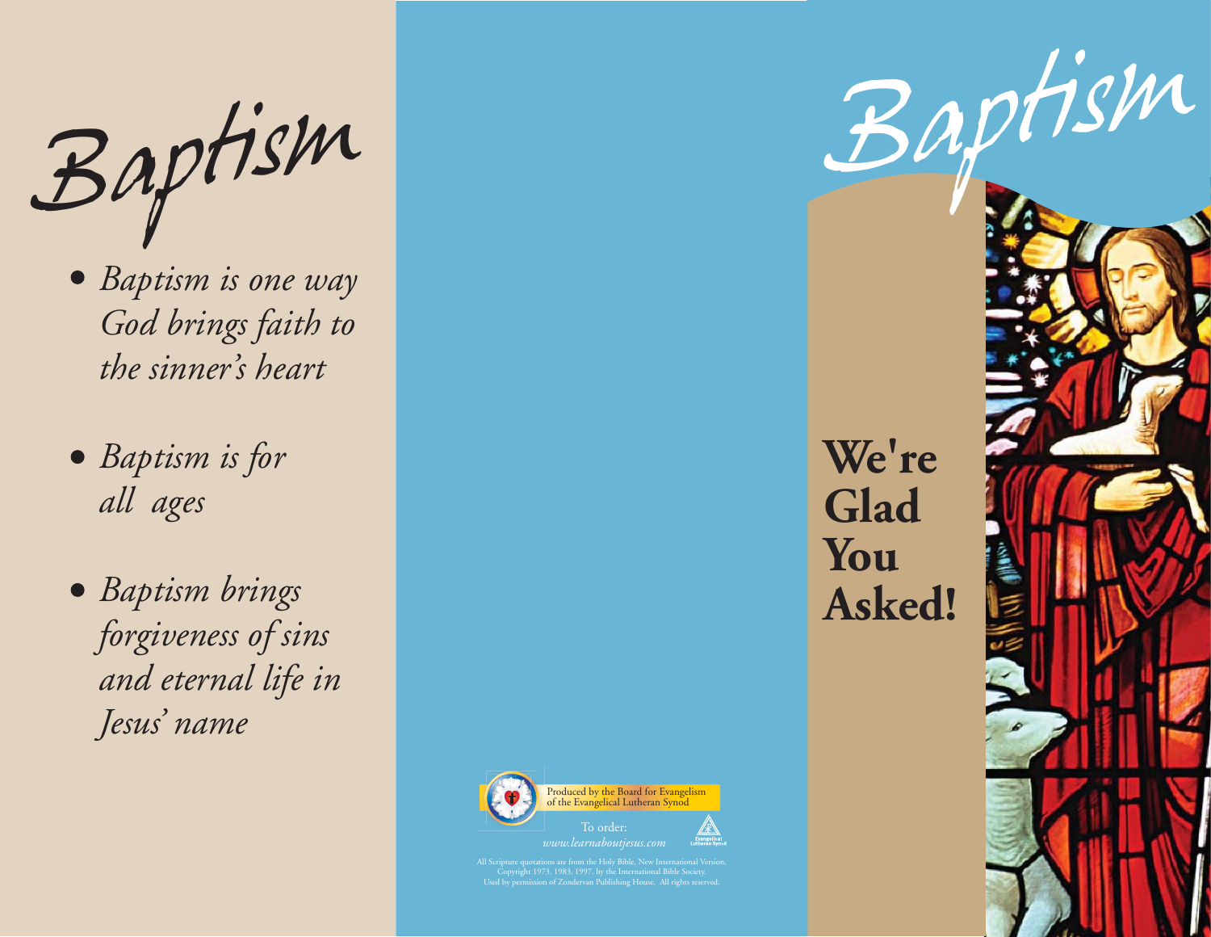# Baptism

- *Baptism is one way God brings faith to the sinner's heart*
- *Baptism is for all ages*
- *Baptism brings forgiveness of sins and eternal life in Jesus' name*

Produced by the Board for Evangelism of the Evangelical Lutheran Synod

To order:
*www.learnaboutjesus.com*

Evangelical Lutheran Synod

All Scripture quotations are from the Holy Bible, New International Version, Copyright 1973, 1983, 1997, by the International Bible Society. Used by permission of Zondervan Publishing House. All rights reserved.

# Baptism

## We're Glad You Asked!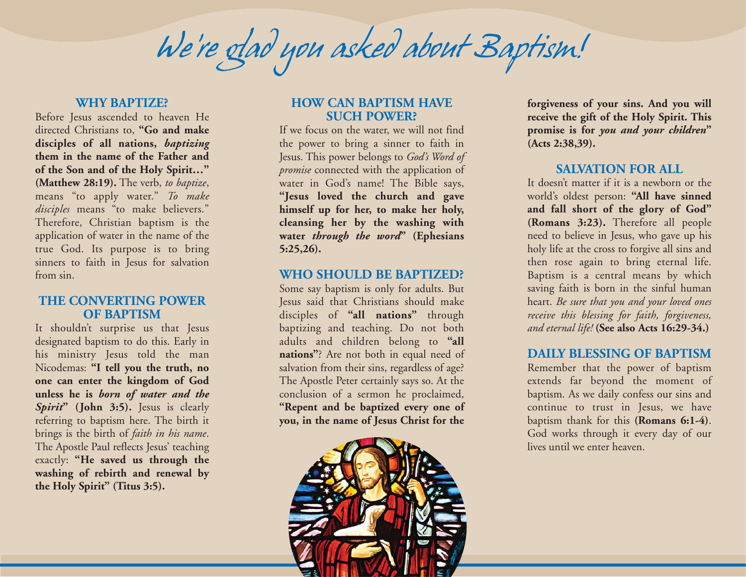# We're glad you asked about Baptism!

## WHY BAPTIZE?

Before Jesus ascended to heaven He directed Christians to, **"Go and make disciples of all nations, *baptizing* them in the name of the Father and of the Son and of the Holy Spirit…" (Matthew 28:19).** The verb, *to baptize*, means "to apply water." *To make disciples* means "to make believers." Therefore, Christian baptism is the application of water in the name of the true God. Its purpose is to bring sinners to faith in Jesus for salvation from sin.

## THE CONVERTING POWER OF BAPTISM

It shouldn't surprise us that Jesus designated baptism to do this. Early in his ministry Jesus told the man Nicodemas: **"I tell you the truth, no one can enter the kingdom of God unless he is *born of water and the Spirit*" (John 3:5).** Jesus is clearly referring to baptism here. The birth it brings is the birth of *faith in his name*. The Apostle Paul reflects Jesus' teaching exactly: **"He saved us through the washing of rebirth and renewal by the Holy Spirit" (Titus 3:5).**

## HOW CAN BAPTISM HAVE SUCH POWER?

If we focus on the water, we will not find the power to bring a sinner to faith in Jesus. This power belongs to *God's Word of promise* connected with the application of water in God's name! The Bible says, **"Jesus loved the church and gave himself up for her, to make her holy, cleansing her by the washing with water *through the word*" (Ephesians 5:25,26).**

## WHO SHOULD BE BAPTIZED?

Some say baptism is only for adults. But Jesus said that Christians should make disciples of **"all nations"** through baptizing and teaching. Do not both adults and children belong to **"all nations"**? Are not both in equal need of salvation from their sins, regardless of age? The Apostle Peter certainly says so. At the conclusion of a sermon he proclaimed, **"Repent and be baptized every one of you, in the name of Jesus Christ for the forgiveness of your sins. And you will receive the gift of the Holy Spirit. This promise is for *you and your children*" (Acts 2:38,39).**

## SALVATION FOR ALL

It doesn't matter if it is a newborn or the world's oldest person: **"All have sinned and fall short of the glory of God" (Romans 3:23).** Therefore all people need to believe in Jesus, who gave up his holy life at the cross to forgive all sins and then rose again to bring eternal life. Baptism is a central means by which saving faith is born in the sinful human heart. *Be sure that you and your loved ones receive this blessing for faith, forgiveness, and eternal life!* **(See also Acts 16:29-34.)**

## DAILY BLESSING OF BAPTISM

Remember that the power of baptism extends far beyond the moment of baptism. As we daily confess our sins and continue to trust in Jesus, we have baptism thank for this **(Romans 6:1-4)**. God works through it every day of our lives until we enter heaven.